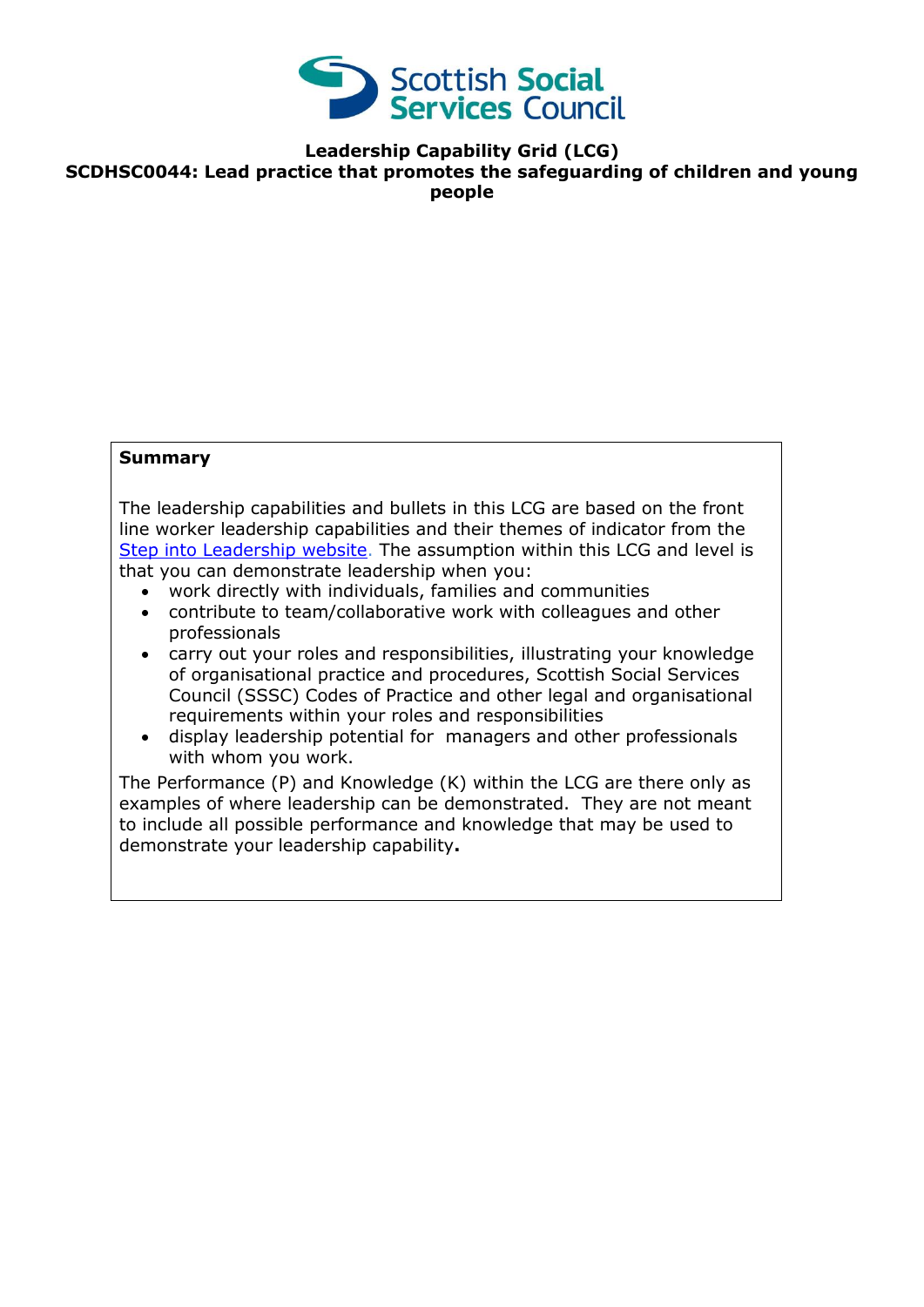Scottish Social Services Council

**Leadership Capability Grid (LCG)**

**SCDHSC0044: Lead practice that promotes the safeguarding of children and young people**

**Summary**

The leadership capabilities and bullets in this LCG are based on the front line worker leadership capabilities and their themes of indicator from the [Step into Leadership website](). The assumption within this LCG and level is that you can demonstrate leadership when you:

- work directly with individuals, families and communities
- contribute to team/collaborative work with colleagues and other professionals
- carry out your roles and responsibilities, illustrating your knowledge of organisational practice and procedures, Scottish Social Services Council (SSSC) Codes of Practice and other legal and organisational requirements within your roles and responsibilities
- display leadership potential for managers and other professionals with whom you work.

The Performance (P) and Knowledge (K) within the LCG are there only as examples of where leadership can be demonstrated. They are not meant to include all possible performance and knowledge that may be used to demonstrate your leadership capability**.**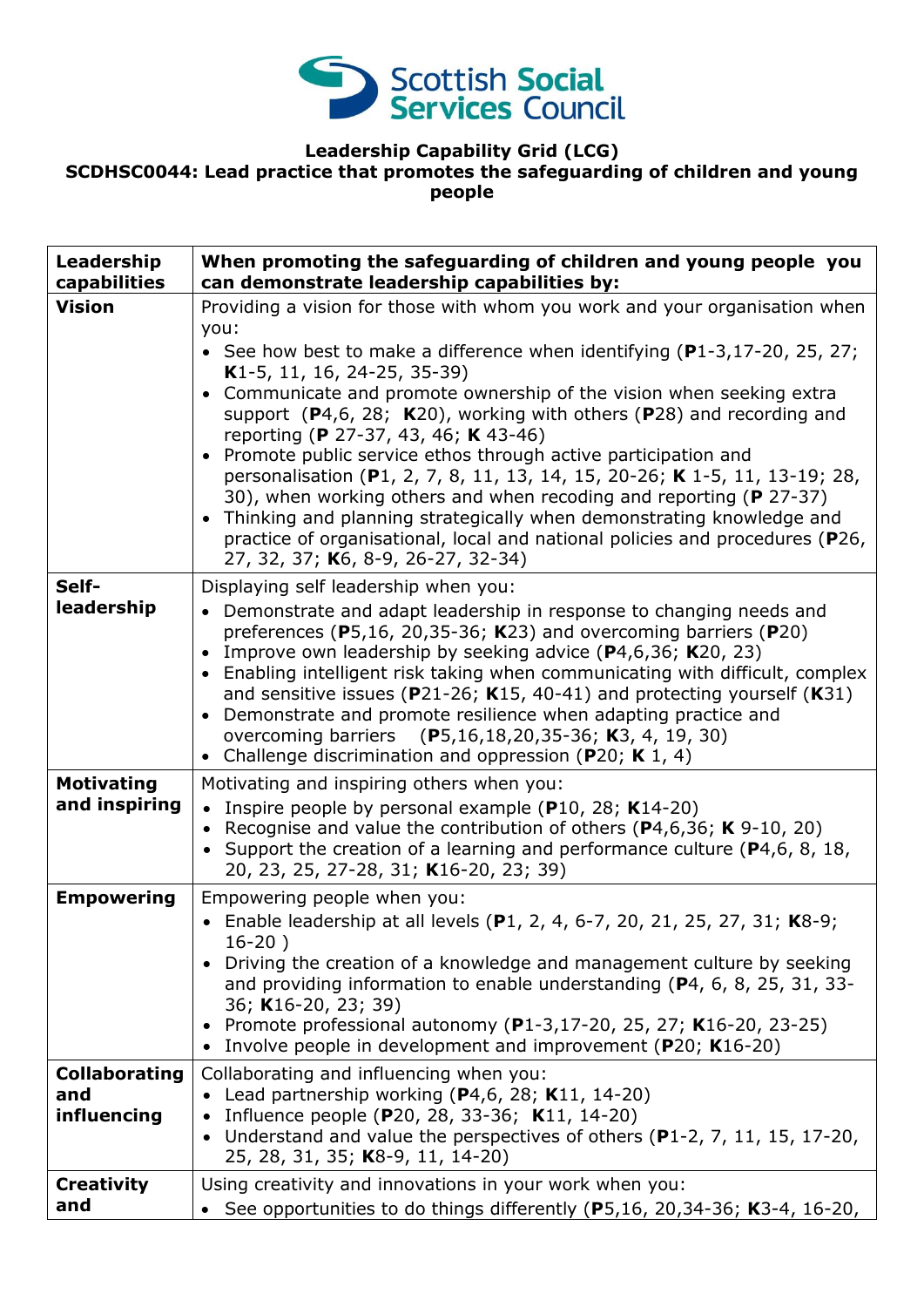**Leadership Capability Grid (LCG)**
**SCDHSC0044: Lead practice that promotes the safeguarding of children and young people**

| **Leadership capabilities** | **When promoting the safeguarding of children and young people you can demonstrate leadership capabilities by:** |
|---|---|
| **Vision** | Providing a vision for those with whom you work and your organisation when you:<br>• See how best to make a difference when identifying (**P**1-3,17-20, 25, 27; **K**1-5, 11, 16, 24-25, 35-39)<br>• Communicate and promote ownership of the vision when seeking extra support (**P**4,6, 28; **K**20), working with others (**P**28) and recording and reporting (**P** 27-37, 43, 46; **K** 43-46)<br>• Promote public service ethos through active participation and personalisation (**P**1, 2, 7, 8, 11, 13, 14, 15, 20-26; **K** 1-5, 11, 13-19; 28, 30), when working others and when recoding and reporting (**P** 27-37)<br>• Thinking and planning strategically when demonstrating knowledge and practice of organisational, local and national policies and procedures (**P**26, 27, 32, 37; **K**6, 8-9, 26-27, 32-34) |
| **Self-leadership** | Displaying self leadership when you:<br>• Demonstrate and adapt leadership in response to changing needs and preferences (**P**5,16, 20,35-36; **K**23) and overcoming barriers (**P**20)<br>• Improve own leadership by seeking advice (**P**4,6,36; **K**20, 23)<br>• Enabling intelligent risk taking when communicating with difficult, complex and sensitive issues (**P**21-26; **K**15, 40-41) and protecting yourself (**K**31)<br>• Demonstrate and promote resilience when adapting practice and overcoming barriers (**P**5,16,18,20,35-36; **K**3, 4, 19, 30)<br>• Challenge discrimination and oppression (**P**20; **K** 1, 4) |
| **Motivating and inspiring** | Motivating and inspiring others when you:<br>• Inspire people by personal example (**P**10, 28; **K**14-20)<br>• Recognise and value the contribution of others (**P**4,6,36; **K** 9-10, 20)<br>• Support the creation of a learning and performance culture (**P**4,6, 8, 18, 20, 23, 25, 27-28, 31; **K**16-20, 23; 39) |
| **Empowering** | Empowering people when you:<br>• Enable leadership at all levels (**P**1, 2, 4, 6-7, 20, 21, 25, 27, 31; **K**8-9; 16-20 )<br>• Driving the creation of a knowledge and management culture by seeking and providing information to enable understanding (**P**4, 6, 8, 25, 31, 33-36; **K**16-20, 23; 39)<br>• Promote professional autonomy (**P**1-3,17-20, 25, 27; **K**16-20, 23-25)<br>• Involve people in development and improvement (**P**20; **K**16-20) |
| **Collaborating and influencing** | Collaborating and influencing when you:<br>• Lead partnership working (**P**4,6, 28; **K**11, 14-20)<br>• Influence people (**P**20, 28, 33-36; **K**11, 14-20)<br>• Understand and value the perspectives of others (**P**1-2, 7, 11, 15, 17-20, 25, 28, 31, 35; **K**8-9, 11, 14-20) |
| **Creativity and** | Using creativity and innovations in your work when you:<br>• See opportunities to do things differently (**P**5,16, 20,34-36; **K**3-4, 16-20, |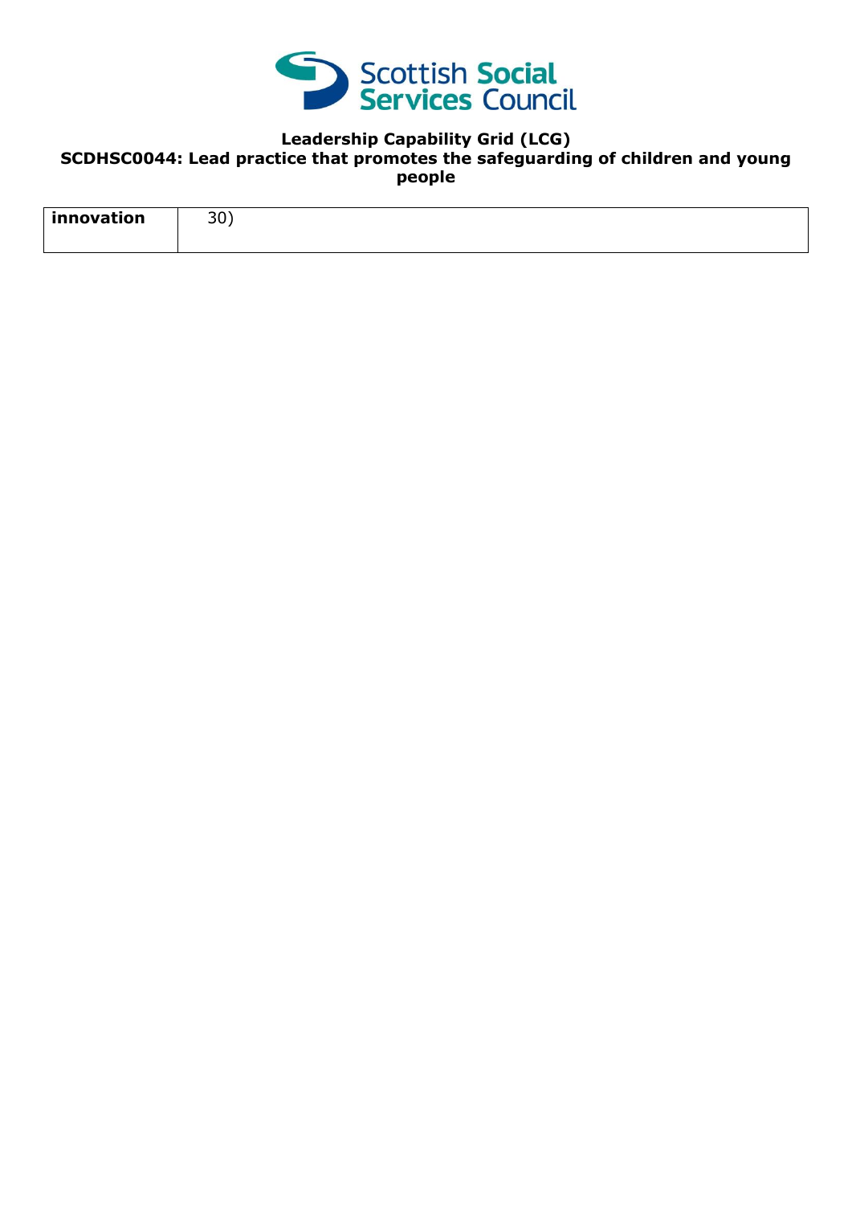| | |
|---|---|
| **innovation** | 30) |